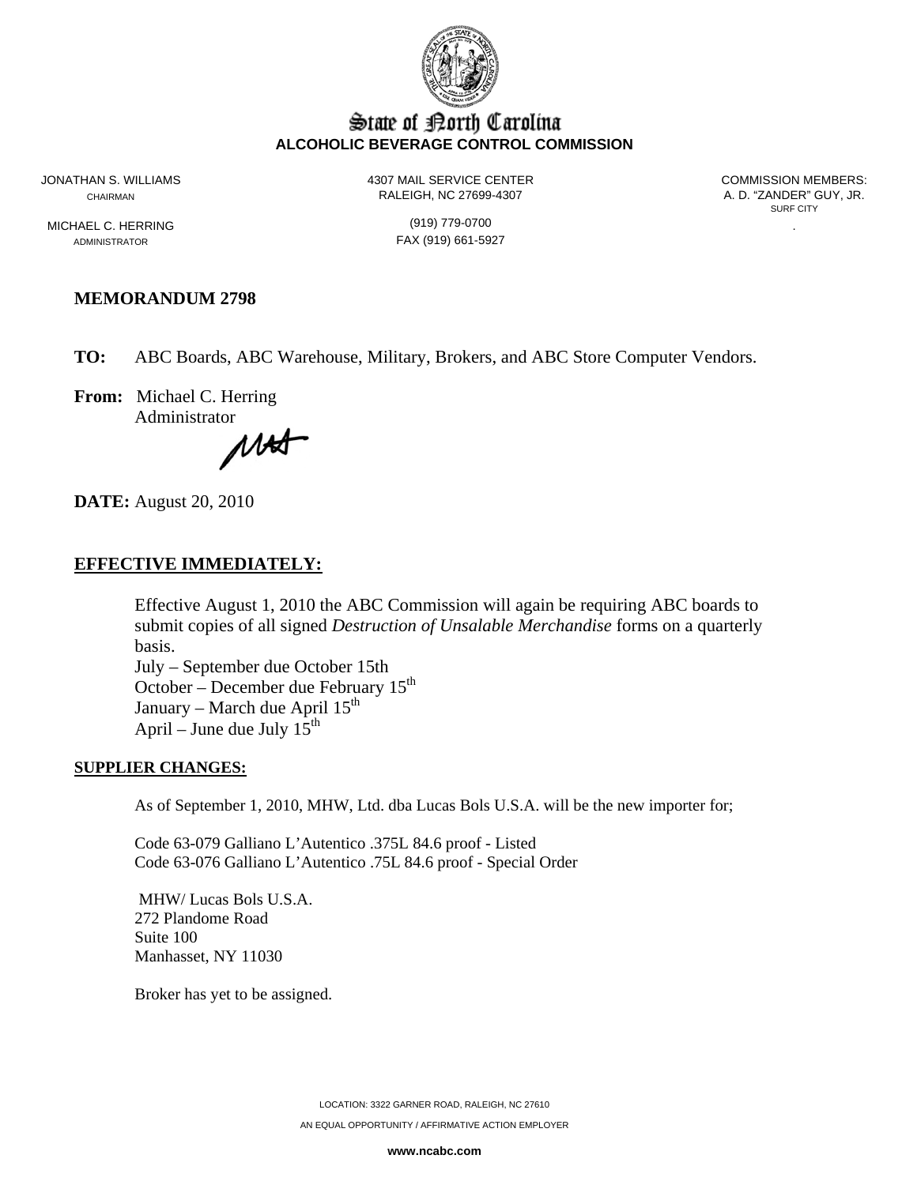# State of North Carolina
**ALCOHOLIC BEVERAGE CONTROL COMMISSION**

JONATHAN S. WILLIAMS
CHAIRMAN

MICHAEL C. HERRING
ADMINISTRATOR

4307 MAIL SERVICE CENTER
RALEIGH, NC 27699-4307

(919) 779-0700
FAX (919) 661-5927

COMMISSION MEMBERS:
A. D. "ZANDER" GUY, JR.
SURF CITY

## MEMORANDUM 2798

**TO:** ABC Boards, ABC Warehouse, Military, Brokers, and ABC Store Computer Vendors.

**From:** Michael C. Herring
Administrator

**DATE:** August 20, 2010

## EFFECTIVE IMMEDIATELY:

Effective August 1, 2010 the ABC Commission will again be requiring ABC boards to submit copies of all signed *Destruction of Unsalable Merchandise* forms on a quarterly basis.
July – September due October 15th
October – December due February 15th
January – March due April 15th
April – June due July 15th

### SUPPLIER CHANGES:

As of September 1, 2010, MHW, Ltd. dba Lucas Bols U.S.A. will be the new importer for;

Code 63-079 Galliano L'Autentico .375L 84.6 proof - Listed
Code 63-076 Galliano L'Autentico .75L 84.6 proof - Special Order

MHW/ Lucas Bols U.S.A.
272 Plandome Road
Suite 100
Manhasset, NY 11030

Broker has yet to be assigned.

LOCATION: 3322 GARNER ROAD, RALEIGH, NC 27610

AN EQUAL OPPORTUNITY / AFFIRMATIVE ACTION EMPLOYER

**www.ncabc.com**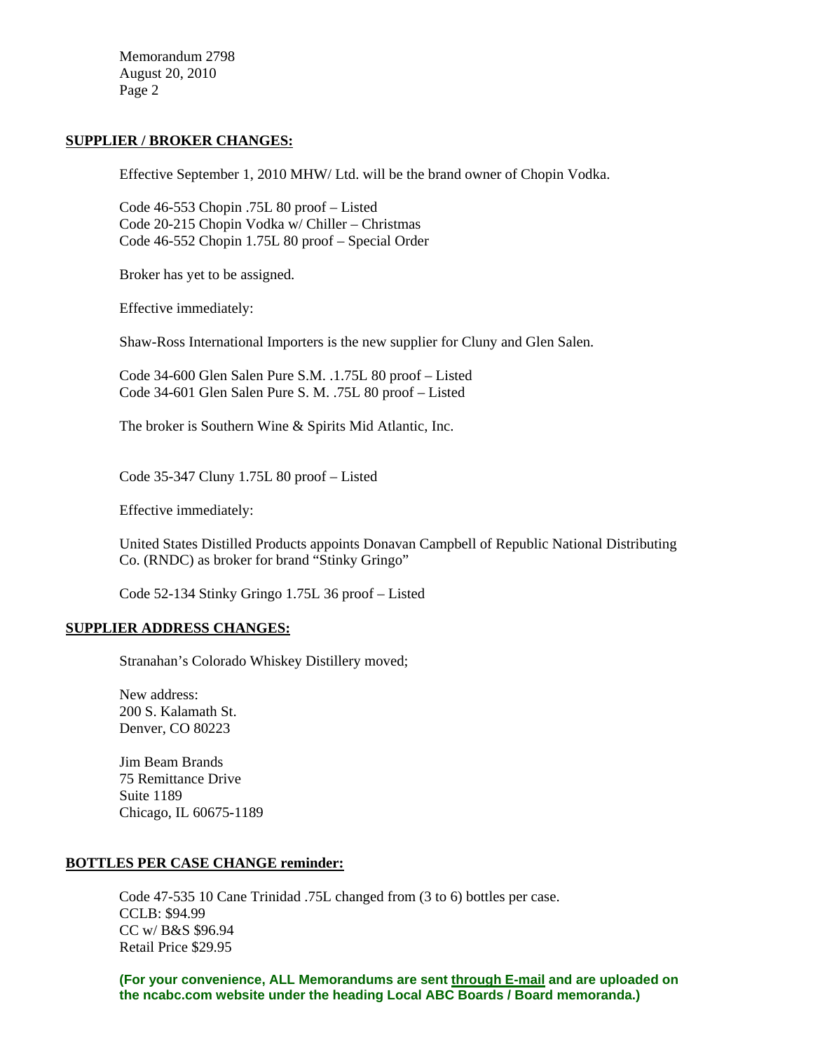## SUPPLIER / BROKER CHANGES:

Effective September 1, 2010 MHW/ Ltd. will be the brand owner of Chopin Vodka.

Code 46-553 Chopin .75L 80 proof – Listed
Code 20-215 Chopin Vodka w/ Chiller – Christmas
Code 46-552 Chopin 1.75L 80 proof – Special Order

Broker has yet to be assigned.

Effective immediately:

Shaw-Ross International Importers is the new supplier for Cluny and Glen Salen.

Code 34-600 Glen Salen Pure S.M. .1.75L 80 proof – Listed
Code 34-601 Glen Salen Pure S. M. .75L 80 proof – Listed

The broker is Southern Wine & Spirits Mid Atlantic, Inc.

Code 35-347 Cluny 1.75L 80 proof – Listed

Effective immediately:

United States Distilled Products appoints Donavan Campbell of Republic National Distributing Co. (RNDC) as broker for brand "Stinky Gringo"

Code 52-134 Stinky Gringo 1.75L 36 proof – Listed

## SUPPLIER ADDRESS CHANGES:

Stranahan's Colorado Whiskey Distillery moved;

New address:
200 S. Kalamath St.
Denver, CO 80223

Jim Beam Brands
75 Remittance Drive
Suite 1189
Chicago, IL 60675-1189

## BOTTLES PER CASE CHANGE reminder:

Code 47-535 10 Cane Trinidad .75L changed from (3 to 6) bottles per case.
CCLB: $94.99
CC w/ B&S $96.94
Retail Price $29.95

**(For your convenience, ALL Memorandums are sent through E-mail and are uploaded on the ncabc.com website under the heading Local ABC Boards / Board memoranda.)**